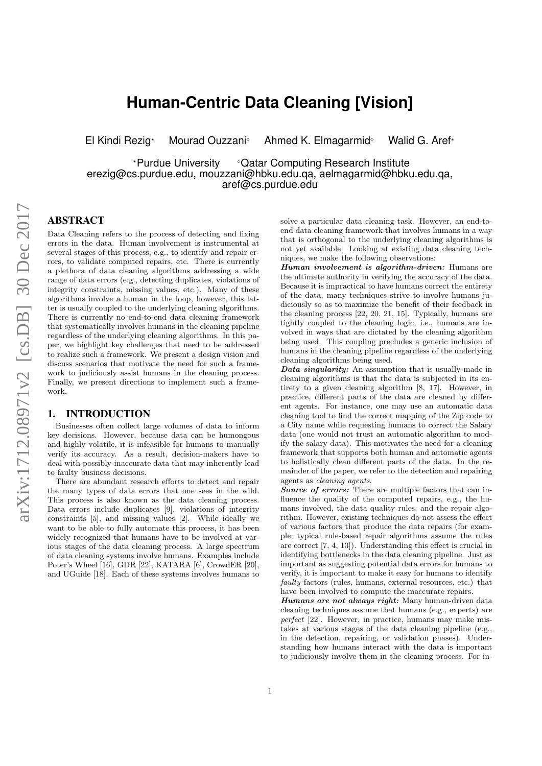# Human-Centric Data Cleaning [Vision]

El Kindi Rezig[⋆] Mourad Ouzzani[⋄] Ahmed K. Elmagarmid[⋄] Walid G. Aref[⋆]

[⋆]Purdue University [⋄]Qatar Computing Research Institute
erezig@cs.purdue.edu, mouzzani@hbku.edu.qa, aelmagarmid@hbku.edu.qa, aref@cs.purdue.edu

## ABSTRACT

Data Cleaning refers to the process of detecting and fixing errors in the data. Human involvement is instrumental at several stages of this process, e.g., to identify and repair errors, to validate computed repairs, etc. There is currently a plethora of data cleaning algorithms addressing a wide range of data errors (e.g., detecting duplicates, violations of integrity constraints, missing values, etc.). Many of these algorithms involve a human in the loop, however, this latter is usually coupled to the underlying cleaning algorithms. There is currently no end-to-end data cleaning framework that systematically involves humans in the cleaning pipeline regardless of the underlying cleaning algorithms. In this paper, we highlight key challenges that need to be addressed to realize such a framework. We present a design vision and discuss scenarios that motivate the need for such a framework to judiciously assist humans in the cleaning process. Finally, we present directions to implement such a framework.

## 1. INTRODUCTION

Businesses often collect large volumes of data to inform key decisions. However, because data can be humongous and highly volatile, it is infeasible for humans to manually verify its accuracy. As a result, decision-makers have to deal with possibly-inaccurate data that may inherently lead to faulty business decisions.

There are abundant research efforts to detect and repair the many types of data errors that one sees in the wild. This process is also known as the data cleaning process. Data errors include duplicates [9], violations of integrity constraints [5], and missing values [2]. While ideally we want to be able to fully automate this process, it has been widely recognized that humans have to be involved at various stages of the data cleaning process. A large spectrum of data cleaning systems involve humans. Examples include Poter's Wheel [16], GDR [22], KATARA [6], CrowdER [20], and UGuide [18]. Each of these systems involves humans to solve a particular data cleaning task. However, an end-to-end data cleaning framework that involves humans in a way that is orthogonal to the underlying cleaning algorithms is not yet available. Looking at existing data cleaning techniques, we make the following observations:

***Human involvement is algorithm-driven:*** Humans are the ultimate authority in verifying the accuracy of the data. Because it is impractical to have humans correct the entirety of the data, many techniques strive to involve humans judiciously so as to maximize the benefit of their feedback in the cleaning process [22, 20, 21, 15]. Typically, humans are tightly coupled to the cleaning logic, i.e., humans are involved in ways that are dictated by the cleaning algorithm being used. This coupling precludes a generic inclusion of humans in the cleaning pipeline regardless of the underlying cleaning algorithms being used.

***Data singularity:*** An assumption that is usually made in cleaning algorithms is that the data is subjected in its entirety to a given cleaning algorithm [8, 17]. However, in practice, different parts of the data are cleaned by different agents. For instance, one may use an automatic data cleaning tool to find the correct mapping of the Zip code to a City name while requesting humans to correct the Salary data (one would not trust an automatic algorithm to modify the salary data). This motivates the need for a cleaning framework that supports both human and automatic agents to holistically clean different parts of the data. In the remainder of the paper, we refer to the detection and repairing agents as *cleaning agents*.

***Source of errors:*** There are multiple factors that can influence the quality of the computed repairs, e.g., the humans involved, the data quality rules, and the repair algorithm. However, existing techniques do not assess the effect of various factors that produce the data repairs (for example, typical rule-based repair algorithms assume the rules are correct [7, 4, 13]). Understanding this effect is crucial in identifying bottlenecks in the data cleaning pipeline. Just as important as suggesting potential data errors for humans to verify, it is important to make it easy for humans to identify *faulty* factors (rules, humans, external resources, etc.) that have been involved to compute the inaccurate repairs.

***Humans are not always right:*** Many human-driven data cleaning techniques assume that humans (e.g., experts) are *perfect* [22]. However, in practice, humans may make mistakes at various stages of the data cleaning pipeline (e.g., in the detection, repairing, or validation phases). Understanding how humans interact with the data is important to judiciously involve them in the cleaning process. For in-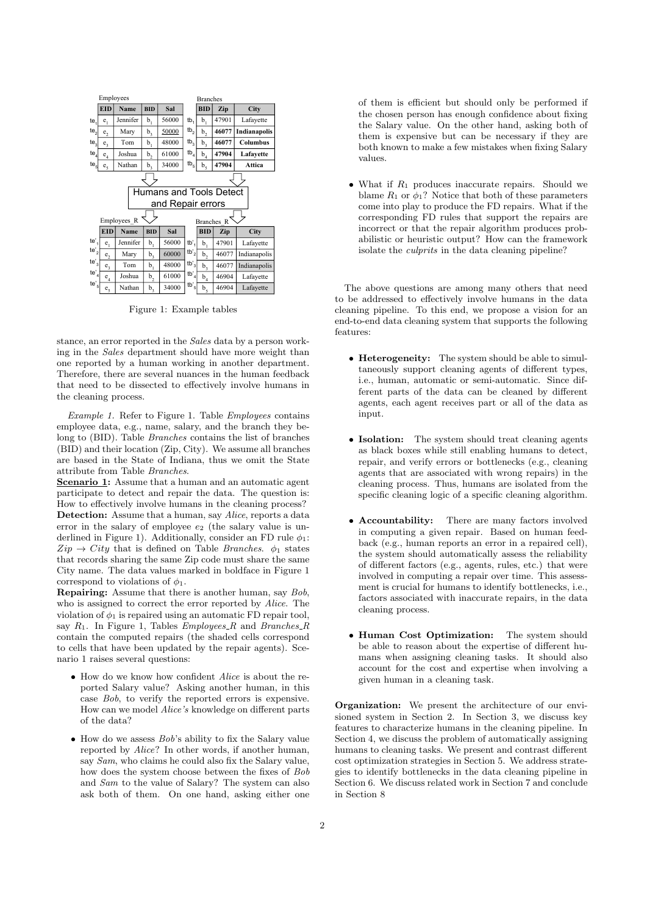Employees

| | EID | Name | BID | Sal |
|---|---|---|---|---|
| $te_1$ | $e_1$ | Jennifer | $b_1$ | 56000 |
| $te_2$ | $e_2$ | Mary | $b_3$ | 50000 |
| $te_3$ | $e_3$ | Tom | $b_1$ | 48000 |
| $te_4$ | $e_4$ | Joshua | $b_2$ | 61000 |
| $te_5$ | $e_5$ | Nathan | $b_3$ | 34000 |

Branches

| | BID | Zip | City |
|---|---|---|---|
| $tb_1$ | $b_1$ | 47901 | Lafayette |
| $tb_2$ | $b_2$ | **46077** | **Indianapolis** |
| $tb_3$ | $b_3$ | **46077** | **Columbus** |
| $tb_4$ | $b_4$ | **47904** | **Lafayette** |
| $tb_5$ | $b_5$ | **47904** | **Attica** |

Humans and Tools Detect and Repair errors

Employees_R

| | EID | Name | BID | Sal |
|---|---|---|---|---|
| $te'_1$ | $e_1$ | Jennifer | $b_1$ | 56000 |
| $te'_2$ | $e_2$ | Mary | $b_3$ | 60000 |
| $te'_3$ | $e_3$ | Tom | $b_1$ | 48000 |
| $te'_4$ | $e_4$ | Joshua | $b_2$ | 61000 |
| $te'_5$ | $e_5$ | Nathan | $b_3$ | 34000 |

Branches_R

| | BID | Zip | City |
|---|---|---|---|
| $tb'_1$ | $b_1$ | 47901 | Lafayette |
| $tb'_2$ | $b_2$ | 46077 | Indianapolis |
| $tb'_3$ | $b_3$ | 46077 | Indianapolis |
| $tb'_4$ | $b_4$ | 46904 | Lafayette |
| $tb'_5$ | $b_5$ | 46904 | Lafayette |

Figure 1: Example tables

stance, an error reported in the *Sales* data by a person working in the *Sales* department should have more weight than one reported by a human working in another department. Therefore, there are several nuances in the human feedback that need to be dissected to effectively involve humans in the cleaning process.

*Example 1.* Refer to Figure 1. Table *Employees* contains employee data, e.g., name, salary, and the branch they belong to (BID). Table *Branches* contains the list of branches (BID) and their location (Zip, City). We assume all branches are based in the State of Indiana, thus we omit the State attribute from Table *Branches*.

**Scenario 1:** Assume that a human and an automatic agent participate to detect and repair the data. The question is: How to effectively involve humans in the cleaning process?

**Detection:** Assume that a human, say *Alice*, reports a data error in the salary of employee $e_2$ (the salary value is underlined in Figure 1). Additionally, consider an FD rule $\phi_1$: $Zip \rightarrow City$ that is defined on Table *Branches*. $\phi_1$ states that records sharing the same Zip code must share the same City name. The data values marked in boldface in Figure 1 correspond to violations of $\phi_1$.

**Repairing:** Assume that there is another human, say *Bob*, who is assigned to correct the error reported by *Alice*. The violation of $\phi_1$ is repaired using an automatic FD repair tool, say $R_1$. In Figure 1, Tables *Employees_R* and *Branches_R* contain the computed repairs (the shaded cells correspond to cells that have been updated by the repair agents). Scenario 1 raises several questions:

- How do we know how confident *Alice* is about the reported Salary value? Asking another human, in this case *Bob*, to verify the reported errors is expensive. How can we model *Alice's* knowledge on different parts of the data?
- How do we assess *Bob*'s ability to fix the Salary value reported by *Alice*? In other words, if another human, say *Sam*, who claims he could also fix the Salary value, how does the system choose between the fixes of *Bob* and *Sam* to the value of Salary? The system can also ask both of them. On one hand, asking either one of them is efficient but should only be performed if the chosen person has enough confidence about fixing the Salary value. On the other hand, asking both of them is expensive but can be necessary if they are both known to make a few mistakes when fixing Salary values.
- What if $R_1$ produces inaccurate repairs. Should we blame $R_1$ or $\phi_1$? Notice that both of these parameters come into play to produce the FD repairs. What if the corresponding FD rules that support the repairs are incorrect or that the repair algorithm produces probabilistic or heuristic output? How can the framework isolate the *culprits* in the data cleaning pipeline?

The above questions are among many others that need to be addressed to effectively involve humans in the data cleaning pipeline. To this end, we propose a vision for an end-to-end data cleaning system that supports the following features:

- **Heterogeneity:** The system should be able to simultaneously support cleaning agents of different types, i.e., human, automatic or semi-automatic. Since different parts of the data can be cleaned by different agents, each agent receives part or all of the data as input.
- **Isolation:** The system should treat cleaning agents as black boxes while still enabling humans to detect, repair, and verify errors or bottlenecks (e.g., cleaning agents that are associated with wrong repairs) in the cleaning process. Thus, humans are isolated from the specific cleaning logic of a specific cleaning algorithm.
- **Accountability:** There are many factors involved in computing a given repair. Based on human feedback (e.g., human reports an error in a repaired cell), the system should automatically assess the reliability of different factors (e.g., agents, rules, etc.) that were involved in computing a repair over time. This assessment is crucial for humans to identify bottlenecks, i.e., factors associated with inaccurate repairs, in the data cleaning process.
- **Human Cost Optimization:** The system should be able to reason about the expertise of different humans when assigning cleaning tasks. It should also account for the cost and expertise when involving a given human in a cleaning task.

**Organization:** We present the architecture of our envisioned system in Section 2. In Section 3, we discuss key features to characterize humans in the cleaning pipeline. In Section 4, we discuss the problem of automatically assigning humans to cleaning tasks. We present and contrast different cost optimization strategies in Section 5. We address strategies to identify bottlenecks in the data cleaning pipeline in Section 6. We discuss related work in Section 7 and conclude in Section 8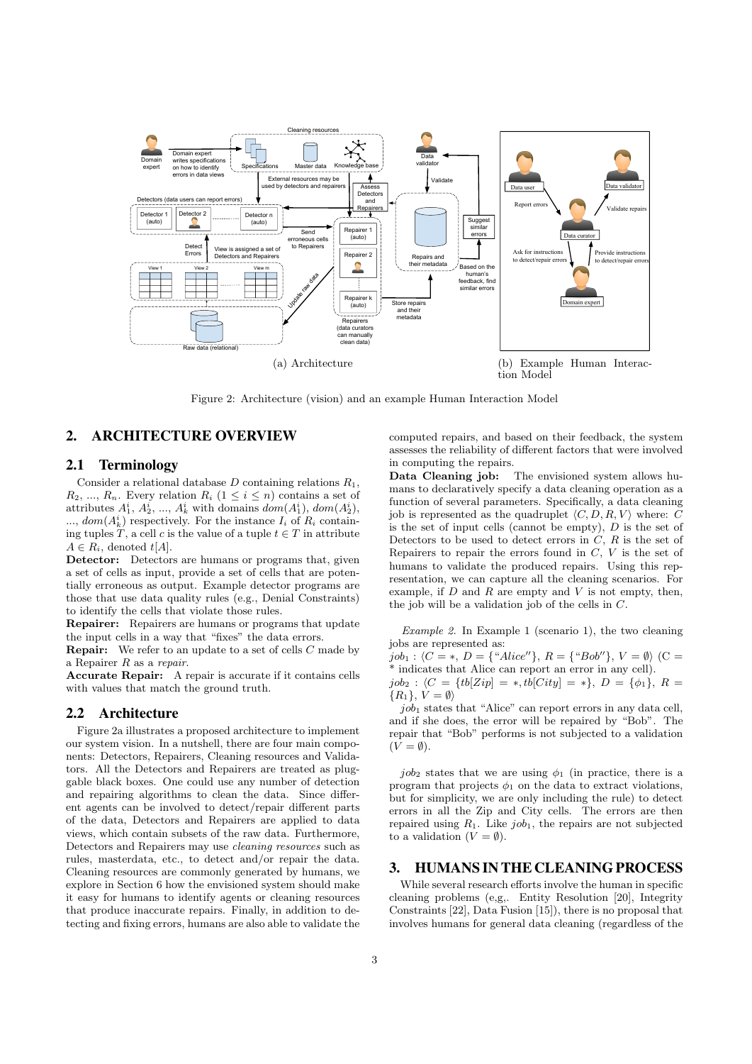(a) Architecture

(b) Example Human Interaction Model

Figure 2: Architecture (vision) and an example Human Interaction Model

## 2. ARCHITECTURE OVERVIEW

### 2.1 Terminology

Consider a relational database $D$ containing relations $R_1$, $R_2$, ..., $R_n$. Every relation $R_i$ ($1 \leq i \leq n$) contains a set of attributes $A_1^i$, $A_2^i$, ..., $A_k^i$ with domains $dom(A_1^i)$, $dom(A_2^i)$, ..., $dom(A_k^i)$ respectively. For the instance $I_i$ of $R_i$ containing tuples $T$, a cell $c$ is the value of a tuple $t \in T$ in attribute $A \in R_i$, denoted $t[A]$.

**Detector:** Detectors are humans or programs that, given a set of cells as input, provide a set of cells that are potentially erroneous as output. Example detector programs are those that use data quality rules (e.g., Denial Constraints) to identify the cells that violate those rules.

**Repairer:** Repairers are humans or programs that update the input cells in a way that "fixes" the data errors.

**Repair:** We refer to an update to a set of cells $C$ made by a Repairer $R$ as a *repair*.

**Accurate Repair:** A repair is accurate if it contains cells with values that match the ground truth.

### 2.2 Architecture

Figure 2a illustrates a proposed architecture to implement our system vision. In a nutshell, there are four main components: Detectors, Repairers, Cleaning resources and Validators. All the Detectors and Repairers are treated as pluggable black boxes. One could use any number of detection and repairing algorithms to clean the data. Since different agents can be involved to detect/repair different parts of the data, Detectors and Repairers are applied to data views, which contain subsets of the raw data. Furthermore, Detectors and Repairers may use *cleaning resources* such as rules, masterdata, etc., to detect and/or repair the data. Cleaning resources are commonly generated by humans, we explore in Section 6 how the envisioned system should make it easy for humans to identify agents or cleaning resources that produce inaccurate repairs. Finally, in addition to detecting and fixing errors, humans are also able to validate the computed repairs, and based on their feedback, the system assesses the reliability of different factors that were involved in computing the repairs.

**Data Cleaning job:** The envisioned system allows humans to declaratively specify a data cleaning operation as a function of several parameters. Specifically, a data cleaning job is represented as the quadruplet $\langle C, D, R, V \rangle$ where: $C$ is the set of input cells (cannot be empty), $D$ is the set of Detectors to be used to detect errors in $C$, $R$ is the set of Repairers to repair the errors found in $C$, $V$ is the set of humans to validate the produced repairs. Using this representation, we can capture all the cleaning scenarios. For example, if $D$ and $R$ are empty and $V$ is not empty, then, the job will be a validation job of the cells in $C$.

*Example 2.* In Example 1 (scenario 1), the two cleaning jobs are represented as:
$job_1 : \langle C = *, D = \{``Alice"\}, R = \{``Bob"\}, V = \emptyset \rangle$ (C = * indicates that Alice can report an error in any cell).
$job_2 : \langle C = \{tb[Zip] = *, tb[City] = *\}, D = \{\phi_1\}, R = \{R_1\}, V = \emptyset \rangle$

$job_1$ states that "Alice" can report errors in any data cell, and if she does, the error will be repaired by "Bob". The repair that "Bob" performs is not subjected to a validation ($V = \emptyset$).

$job_2$ states that we are using $\phi_1$ (in practice, there is a program that projects $\phi_1$ on the data to extract violations, but for simplicity, we are only including the rule) to detect errors in all the Zip and City cells. The errors are then repaired using $R_1$. Like $job_1$, the repairs are not subjected to a validation ($V = \emptyset$).

## 3. HUMANS IN THE CLEANING PROCESS

While several research efforts involve the human in specific cleaning problems (e.g,. Entity Resolution [20], Integrity Constraints [22], Data Fusion [15]), there is no proposal that involves humans for general data cleaning (regardless of the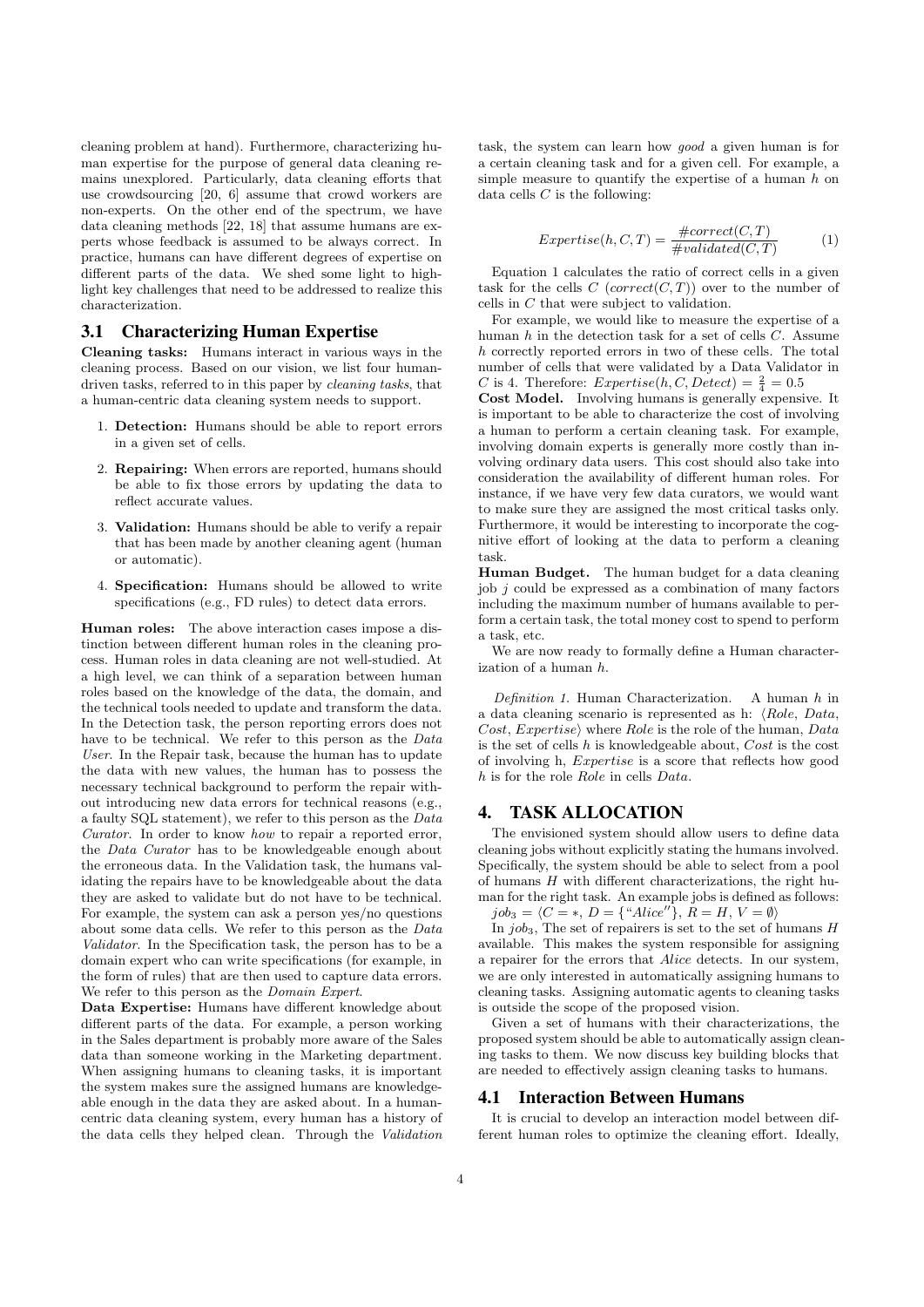cleaning problem at hand). Furthermore, characterizing human expertise for the purpose of general data cleaning remains unexplored. Particularly, data cleaning efforts that use crowdsourcing [20, 6] assume that crowd workers are non-experts. On the other end of the spectrum, we have data cleaning methods [22, 18] that assume humans are experts whose feedback is assumed to be always correct. In practice, humans can have different degrees of expertise on different parts of the data. We shed some light to highlight key challenges that need to be addressed to realize this characterization.

## 3.1 Characterizing Human Expertise

**Cleaning tasks:** Humans interact in various ways in the cleaning process. Based on our vision, we list four human-driven tasks, referred to in this paper by *cleaning tasks*, that a human-centric data cleaning system needs to support.

1. **Detection:** Humans should be able to report errors in a given set of cells.
2. **Repairing:** When errors are reported, humans should be able to fix those errors by updating the data to reflect accurate values.
3. **Validation:** Humans should be able to verify a repair that has been made by another cleaning agent (human or automatic).
4. **Specification:** Humans should be allowed to write specifications (e.g., FD rules) to detect data errors.

**Human roles:** The above interaction cases impose a distinction between different human roles in the cleaning process. Human roles in data cleaning are not well-studied. At a high level, we can think of a separation between human roles based on the knowledge of the data, the domain, and the technical tools needed to update and transform the data. In the Detection task, the person reporting errors does not have to be technical. We refer to this person as the *Data User*. In the Repair task, because the human has to update the data with new values, the human has to possess the necessary technical background to perform the repair without introducing new data errors for technical reasons (e.g., a faulty SQL statement), we refer to this person as the *Data Curator*. In order to know *how* to repair a reported error, the *Data Curator* has to be knowledgeable enough about the erroneous data. In the Validation task, the humans validating the repairs have to be knowledgeable about the data they are asked to validate but do not have to be technical. For example, the system can ask a person yes/no questions about some data cells. We refer to this person as the *Data Validator*. In the Specification task, the person has to be a domain expert who can write specifications (for example, in the form of rules) that are then used to capture data errors. We refer to this person as the *Domain Expert*.

**Data Expertise:** Humans have different knowledge about different parts of the data. For example, a person working in the Sales department is probably more aware of the Sales data than someone working in the Marketing department. When assigning humans to cleaning tasks, it is important the system makes sure the assigned humans are knowledgeable enough in the data they are asked about. In a human-centric data cleaning system, every human has a history of the data cells they helped clean. Through the *Validation* task, the system can learn how *good* a given human is for a certain cleaning task and for a given cell. For example, a simple measure to quantify the expertise of a human $h$ on data cells $C$ is the following:

$$Expertise(h, C, T) = \frac{\#correct(C, T)}{\#validated(C, T)} \tag{1}$$

Equation 1 calculates the ratio of correct cells in a given task for the cells $C$ ($correct(C, T)$) over to the number of cells in $C$ that were subject to validation.

For example, we would like to measure the expertise of a human $h$ in the detection task for a set of cells $C$. Assume $h$ correctly reported errors in two of these cells. The total number of cells that were validated by a Data Validator in $C$ is 4. Therefore: $Expertise(h, C, Detect) = \frac{2}{4} = 0.5$

**Cost Model.** Involving humans is generally expensive. It is important to be able to characterize the cost of involving a human to perform a certain cleaning task. For example, involving domain experts is generally more costly than involving ordinary data users. This cost should also take into consideration the availability of different human roles. For instance, if we have very few data curators, we would want to make sure they are assigned the most critical tasks only. Furthermore, it would be interesting to incorporate the cognitive effort of looking at the data to perform a cleaning task.

**Human Budget.** The human budget for a data cleaning job $j$ could be expressed as a combination of many factors including the maximum number of humans available to perform a certain task, the total money cost to spend to perform a task, etc.

We are now ready to formally define a Human characterization of a human $h$.

*Definition 1.* Human Characterization. A human $h$ in a data cleaning scenario is represented as h: $\langle Role, Data, Cost, Expertise\rangle$ where *Role* is the role of the human, *Data* is the set of cells $h$ is knowledgeable about, *Cost* is the cost of involving h, *Expertise* is a score that reflects how good $h$ is for the role *Role* in cells *Data*.

# 4. TASK ALLOCATION

The envisioned system should allow users to define data cleaning jobs without explicitly stating the humans involved. Specifically, the system should be able to select from a pool of humans $H$ with different characterizations, the right human for the right task. An example jobs is defined as follows:

$job_3 = \langle C = *, D = \{\text{“}Alice\text{''}\}, R = H, V = \emptyset\rangle$

In $job_3$, The set of repairers is set to the set of humans $H$ available. This makes the system responsible for assigning a repairer for the errors that *Alice* detects. In our system, we are only interested in automatically assigning humans to cleaning tasks. Assigning automatic agents to cleaning tasks is outside the scope of the proposed vision.

Given a set of humans with their characterizations, the proposed system should be able to automatically assign cleaning tasks to them. We now discuss key building blocks that are needed to effectively assign cleaning tasks to humans.

## 4.1 Interaction Between Humans

It is crucial to develop an interaction model between different human roles to optimize the cleaning effort. Ideally,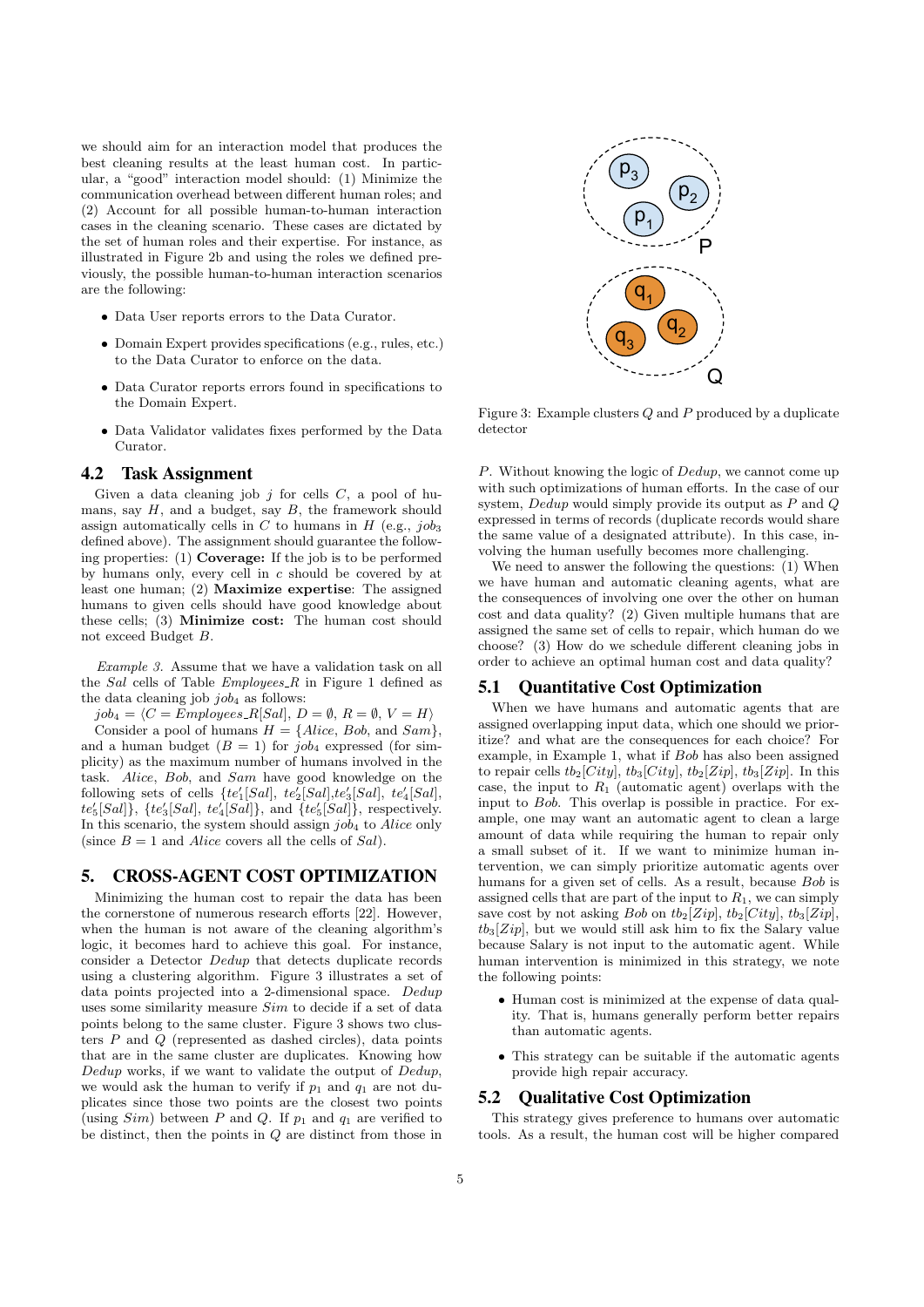we should aim for an interaction model that produces the best cleaning results at the least human cost. In particular, a "good" interaction model should: (1) Minimize the communication overhead between different human roles; and (2) Account for all possible human-to-human interaction cases in the cleaning scenario. These cases are dictated by the set of human roles and their expertise. For instance, as illustrated in Figure 2b and using the roles we defined previously, the possible human-to-human interaction scenarios are the following:

- Data User reports errors to the Data Curator.
- Domain Expert provides specifications (e.g., rules, etc.) to the Data Curator to enforce on the data.
- Data Curator reports errors found in specifications to the Domain Expert.
- Data Validator validates fixes performed by the Data Curator.

## 4.2 Task Assignment

Given a data cleaning job $j$ for cells $C$, a pool of humans, say $H$, and a budget, say $B$, the framework should assign automatically cells in $C$ to humans in $H$ (e.g., $job_3$ defined above). The assignment should guarantee the following properties: (1) **Coverage:** If the job is to be performed by humans only, every cell in $c$ should be covered by at least one human; (2) **Maximize expertise**: The assigned humans to given cells should have good knowledge about these cells; (3) **Minimize cost:** The human cost should not exceed Budget $B$.

*Example 3.* Assume that we have a validation task on all the *Sal* cells of Table *Employees_R* in Figure 1 defined as the data cleaning job $job_4$ as follows:

$job_4 = \langle C = Employees\_R[Sal],\ D = \emptyset,\ R = \emptyset,\ V = H \rangle$

Consider a pool of humans $H = \{Alice,\ Bob,$ and $Sam\}$, and a human budget ($B = 1$) for $job_4$ expressed (for simplicity) as the maximum number of humans involved in the task. *Alice*, *Bob*, and *Sam* have good knowledge on the following sets of cells $\{te'_1[Sal],\ te'_2[Sal], te'_3[Sal],\ te'_4[Sal],\ te'_5[Sal]\}$, $\{te'_3[Sal],\ te'_4[Sal]\}$, and $\{te'_5[Sal]\}$, respectively. In this scenario, the system should assign $job_4$ to *Alice* only (since $B = 1$ and *Alice* covers all the cells of *Sal*).

# 5. CROSS-AGENT COST OPTIMIZATION

Minimizing the human cost to repair the data has been the cornerstone of numerous research efforts [22]. However, when the human is not aware of the cleaning algorithm's logic, it becomes hard to achieve this goal. For instance, consider a Detector *Dedup* that detects duplicate records using a clustering algorithm. Figure 3 illustrates a set of data points projected into a 2-dimensional space. *Dedup* uses some similarity measure *Sim* to decide if a set of data points belong to the same cluster. Figure 3 shows two clusters $P$ and $Q$ (represented as dashed circles), data points that are in the same cluster are duplicates. Knowing how *Dedup* works, if we want to validate the output of *Dedup*, we would ask the human to verify if $p_1$ and $q_1$ are not duplicates since those two points are the closest two points (using *Sim*) between $P$ and $Q$. If $p_1$ and $q_1$ are verified to be distinct, then the points in $Q$ are distinct from those in $P$. Without knowing the logic of *Dedup*, we cannot come up with such optimizations of human efforts. In the case of our system, *Dedup* would simply provide its output as $P$ and $Q$ expressed in terms of records (duplicate records would share the same value of a designated attribute). In this case, involving the human usefully becomes more challenging.

Figure 3: Example clusters $Q$ and $P$ produced by a duplicate detector

We need to answer the following the questions: (1) When we have human and automatic cleaning agents, what are the consequences of involving one over the other on human cost and data quality? (2) Given multiple humans that are assigned the same set of cells to repair, which human do we choose? (3) How do we schedule different cleaning jobs in order to achieve an optimal human cost and data quality?

## 5.1 Quantitative Cost Optimization

When we have humans and automatic agents that are assigned overlapping input data, which one should we prioritize? and what are the consequences for each choice? For example, in Example 1, what if *Bob* has also been assigned to repair cells $tb_2[City]$, $tb_3[City]$, $tb_2[Zip]$, $tb_3[Zip]$. In this case, the input to $R_1$ (automatic agent) overlaps with the input to *Bob*. This overlap is possible in practice. For example, one may want an automatic agent to clean a large amount of data while requiring the human to repair only a small subset of it. If we want to minimize human intervention, we can simply prioritize automatic agents over humans for a given set of cells. As a result, because *Bob* is assigned cells that are part of the input to $R_1$, we can simply save cost by not asking *Bob* on $tb_2[Zip]$, $tb_2[City]$, $tb_3[Zip]$, $tb_3[Zip]$, but we would still ask him to fix the Salary value because Salary is not input to the automatic agent. While human intervention is minimized in this strategy, we note the following points:

- Human cost is minimized at the expense of data quality. That is, humans generally perform better repairs than automatic agents.
- This strategy can be suitable if the automatic agents provide high repair accuracy.

## 5.2 Qualitative Cost Optimization

This strategy gives preference to humans over automatic tools. As a result, the human cost will be higher compared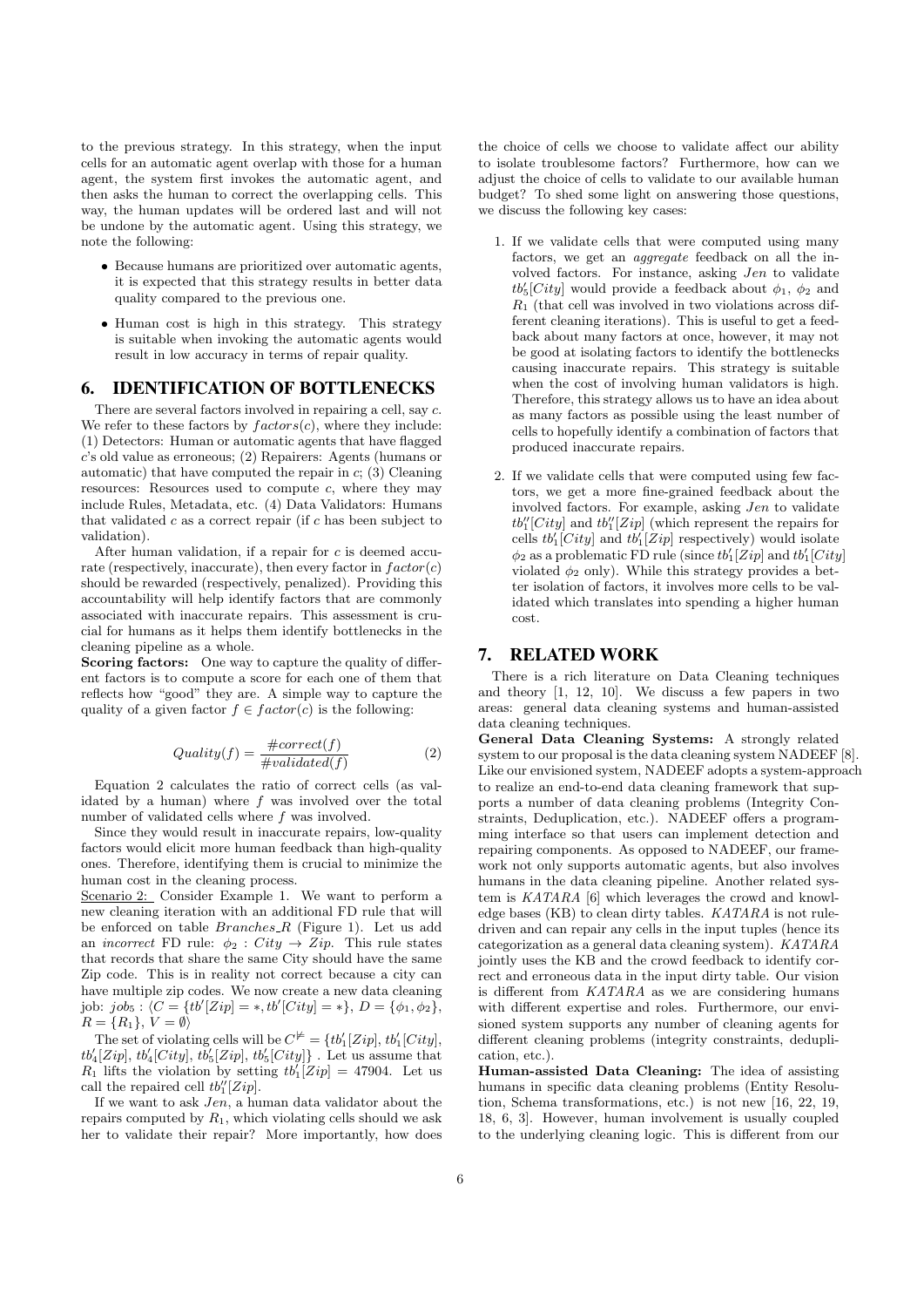to the previous strategy. In this strategy, when the input cells for an automatic agent overlap with those for a human agent, the system first invokes the automatic agent, and then asks the human to correct the overlapping cells. This way, the human updates will be ordered last and will not be undone by the automatic agent. Using this strategy, we note the following:

- Because humans are prioritized over automatic agents, it is expected that this strategy results in better data quality compared to the previous one.
- Human cost is high in this strategy. This strategy is suitable when invoking the automatic agents would result in low accuracy in terms of repair quality.

## 6. IDENTIFICATION OF BOTTLENECKS

There are several factors involved in repairing a cell, say $c$. We refer to these factors by $factors(c)$, where they include: (1) Detectors: Human or automatic agents that have flagged $c$'s old value as erroneous; (2) Repairers: Agents (humans or automatic) that have computed the repair in $c$; (3) Cleaning resources: Resources used to compute $c$, where they may include Rules, Metadata, etc. (4) Data Validators: Humans that validated $c$ as a correct repair (if $c$ has been subject to validation).

After human validation, if a repair for $c$ is deemed accurate (respectively, inaccurate), then every factor in $factor(c)$ should be rewarded (respectively, penalized). Providing this accountability will help identify factors that are commonly associated with inaccurate repairs. This assessment is crucial for humans as it helps them identify bottlenecks in the cleaning pipeline as a whole.

**Scoring factors:** One way to capture the quality of different factors is to compute a score for each one of them that reflects how "good" they are. A simple way to capture the quality of a given factor $f \in factor(c)$ is the following:

$$Quality(f) = \frac{\#correct(f)}{\#validated(f)} \tag{2}$$

Equation 2 calculates the ratio of correct cells (as validated by a human) where $f$ was involved over the total number of validated cells where $f$ was involved.

Since they would result in inaccurate repairs, low-quality factors would elicit more human feedback than high-quality ones. Therefore, identifying them is crucial to minimize the human cost in the cleaning process.

Scenario 2: Consider Example 1. We want to perform a new cleaning iteration with an additional FD rule that will be enforced on table $Branches\_R$ (Figure 1). Let us add an *incorrect* FD rule: $\phi_2 : City \rightarrow Zip$. This rule states that records that share the same City should have the same Zip code. This is in reality not correct because a city can have multiple zip codes. We now create a new data cleaning job: $job_5 : \langle C = \{tb'[Zip] = *, tb'[City] = *\}, D = \{\phi_1, \phi_2\}, R = \{R_1\}, V = \emptyset\rangle$

The set of violating cells will be $C^{\not\models} = \{tb'_1[Zip], tb'_1[City], tb'_4[Zip], tb'_4[City], tb'_5[Zip], tb'_5[City]\}$. Let us assume that $R_1$ lifts the violation by setting $tb'_1[Zip] = 47904$. Let us call the repaired cell $tb''_1[Zip]$.

If we want to ask $Jen$, a human data validator about the repairs computed by $R_1$, which violating cells should we ask her to validate their repair? More importantly, how does the choice of cells we choose to validate affect our ability to isolate troublesome factors? Furthermore, how can we adjust the choice of cells to validate to our available human budget? To shed some light on answering those questions, we discuss the following key cases:

1. If we validate cells that were computed using many factors, we get an *aggregate* feedback on all the involved factors. For instance, asking $Jen$ to validate $tb'_5[City]$ would provide a feedback about $\phi_1$, $\phi_2$ and $R_1$ (that cell was involved in two violations across different cleaning iterations). This is useful to get a feedback about many factors at once, however, it may not be good at isolating factors to identify the bottlenecks causing inaccurate repairs. This strategy is suitable when the cost of involving human validators is high. Therefore, this strategy allows us to have an idea about as many factors as possible using the least number of cells to hopefully identify a combination of factors that produced inaccurate repairs.
2. If we validate cells that were computed using few factors, we get a more fine-grained feedback about the involved factors. For example, asking $Jen$ to validate $tb''_1[City]$ and $tb''_1[Zip]$ (which represent the repairs for cells $tb'_1[City]$ and $tb'_1[Zip]$ respectively) would isolate $\phi_2$ as a problematic FD rule (since $tb'_1[Zip]$ and $tb'_1[City]$ violated $\phi_2$ only). While this strategy provides a better isolation of factors, it involves more cells to be validated which translates into spending a higher human cost.

## 7. RELATED WORK

There is a rich literature on Data Cleaning techniques and theory [1, 12, 10]. We discuss a few papers in two areas: general data cleaning systems and human-assisted data cleaning techniques.

**General Data Cleaning Systems:** A strongly related system to our proposal is the data cleaning system NADEEF [8]. Like our envisioned system, NADEEF adopts a system-approach to realize an end-to-end data cleaning framework that supports a number of data cleaning problems (Integrity Constraints, Deduplication, etc.). NADEEF offers a programming interface so that users can implement detection and repairing components. As opposed to NADEEF, our framework not only supports automatic agents, but also involves humans in the data cleaning pipeline. Another related system is *KATARA* [6] which leverages the crowd and knowledge bases (KB) to clean dirty tables. *KATARA* is not rule-driven and can repair any cells in the input tuples (hence its categorization as a general data cleaning system). *KATARA* jointly uses the KB and the crowd feedback to identify correct and erroneous data in the input dirty table. Our vision is different from *KATARA* as we are considering humans with different expertise and roles. Furthermore, our envisioned system supports any number of cleaning agents for different cleaning problems (integrity constraints, deduplication, etc.).

**Human-assisted Data Cleaning:** The idea of assisting humans in specific data cleaning problems (Entity Resolution, Schema transformations, etc.) is not new [16, 22, 19, 18, 6, 3]. However, human involvement is usually coupled to the underlying cleaning logic. This is different from our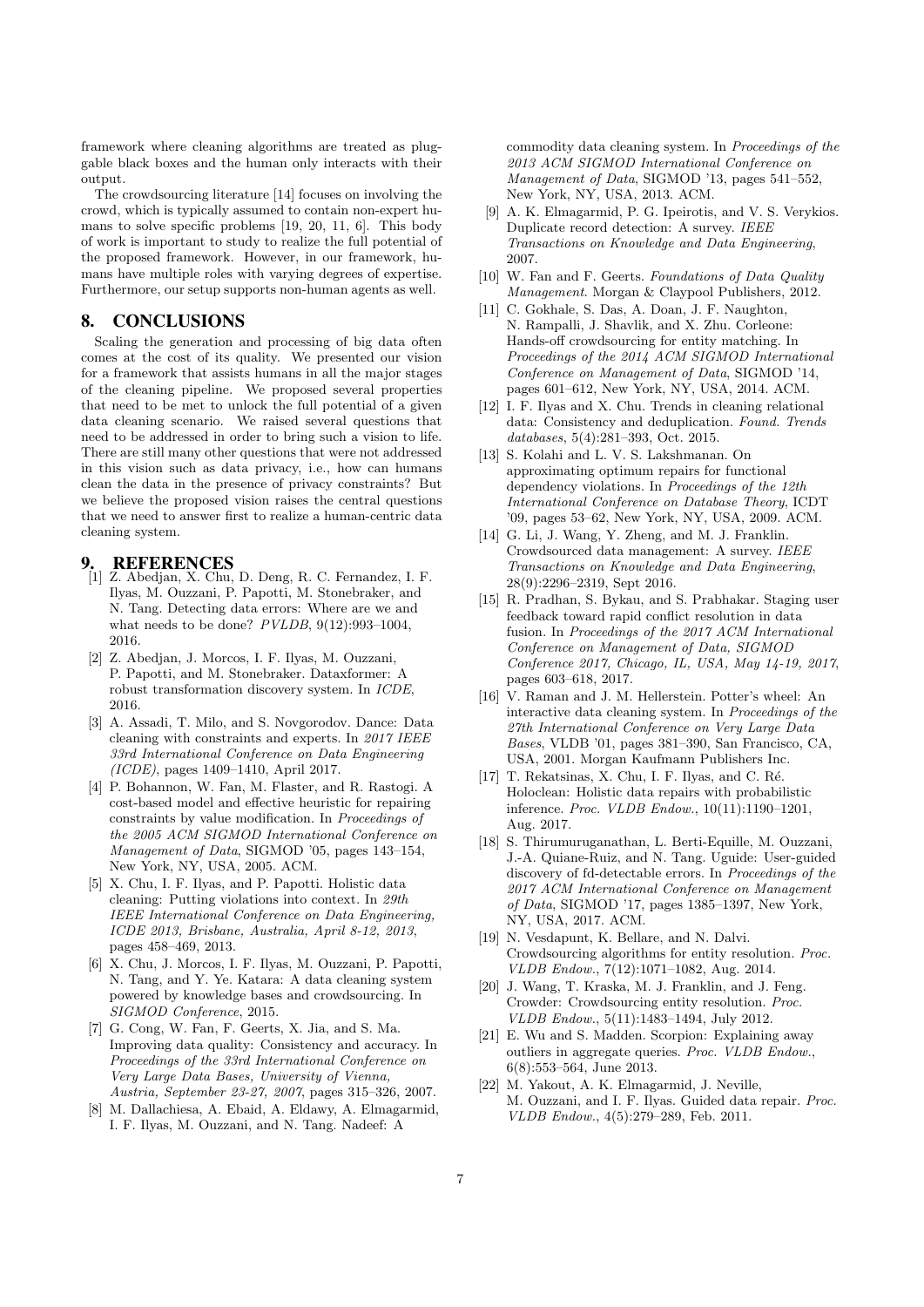framework where cleaning algorithms are treated as pluggable black boxes and the human only interacts with their output.

The crowdsourcing literature [14] focuses on involving the crowd, which is typically assumed to contain non-expert humans to solve specific problems [19, 20, 11, 6]. This body of work is important to study to realize the full potential of the proposed framework. However, in our framework, humans have multiple roles with varying degrees of expertise. Furthermore, our setup supports non-human agents as well.

## 8. CONCLUSIONS

Scaling the generation and processing of big data often comes at the cost of its quality. We presented our vision for a framework that assists humans in all the major stages of the cleaning pipeline. We proposed several properties that need to be met to unlock the full potential of a given data cleaning scenario. We raised several questions that need to be addressed in order to bring such a vision to life. There are still many other questions that were not addressed in this vision such as data privacy, i.e., how can humans clean the data in the presence of privacy constraints? But we believe the proposed vision raises the central questions that we need to answer first to realize a human-centric data cleaning system.

## 9. REFERENCES

[1] Z. Abedjan, X. Chu, D. Deng, R. C. Fernandez, I. F. Ilyas, M. Ouzzani, P. Papotti, M. Stonebraker, and N. Tang. Detecting data errors: Where are we and what needs to be done? *PVLDB*, 9(12):993–1004, 2016.

[2] Z. Abedjan, J. Morcos, I. F. Ilyas, M. Ouzzani, P. Papotti, and M. Stonebraker. Dataxformer: A robust transformation discovery system. In *ICDE*, 2016.

[3] A. Assadi, T. Milo, and S. Novgorodov. Dance: Data cleaning with constraints and experts. In *2017 IEEE 33rd International Conference on Data Engineering (ICDE)*, pages 1409–1410, April 2017.

[4] P. Bohannon, W. Fan, M. Flaster, and R. Rastogi. A cost-based model and effective heuristic for repairing constraints by value modification. In *Proceedings of the 2005 ACM SIGMOD International Conference on Management of Data*, SIGMOD '05, pages 143–154, New York, NY, USA, 2005. ACM.

[5] X. Chu, I. F. Ilyas, and P. Papotti. Holistic data cleaning: Putting violations into context. In *29th IEEE International Conference on Data Engineering, ICDE 2013, Brisbane, Australia, April 8-12, 2013*, pages 458–469, 2013.

[6] X. Chu, J. Morcos, I. F. Ilyas, M. Ouzzani, P. Papotti, N. Tang, and Y. Ye. Katara: A data cleaning system powered by knowledge bases and crowdsourcing. In *SIGMOD Conference*, 2015.

[7] G. Cong, W. Fan, F. Geerts, X. Jia, and S. Ma. Improving data quality: Consistency and accuracy. In *Proceedings of the 33rd International Conference on Very Large Data Bases, University of Vienna, Austria, September 23-27, 2007*, pages 315–326, 2007.

[8] M. Dallachiesa, A. Ebaid, A. Eldawy, A. Elmagarmid, I. F. Ilyas, M. Ouzzani, and N. Tang. Nadeef: A commodity data cleaning system. In *Proceedings of the 2013 ACM SIGMOD International Conference on Management of Data*, SIGMOD '13, pages 541–552, New York, NY, USA, 2013. ACM.

[9] A. K. Elmagarmid, P. G. Ipeirotis, and V. S. Verykios. Duplicate record detection: A survey. *IEEE Transactions on Knowledge and Data Engineering*, 2007.

[10] W. Fan and F. Geerts. *Foundations of Data Quality Management*. Morgan & Claypool Publishers, 2012.

[11] C. Gokhale, S. Das, A. Doan, J. F. Naughton, N. Rampalli, J. Shavlik, and X. Zhu. Corleone: Hands-off crowdsourcing for entity matching. In *Proceedings of the 2014 ACM SIGMOD International Conference on Management of Data*, SIGMOD '14, pages 601–612, New York, NY, USA, 2014. ACM.

[12] I. F. Ilyas and X. Chu. Trends in cleaning relational data: Consistency and deduplication. *Found. Trends databases*, 5(4):281–393, Oct. 2015.

[13] S. Kolahi and L. V. S. Lakshmanan. On approximating optimum repairs for functional dependency violations. In *Proceedings of the 12th International Conference on Database Theory*, ICDT '09, pages 53–62, New York, NY, USA, 2009. ACM.

[14] G. Li, J. Wang, Y. Zheng, and M. J. Franklin. Crowdsourced data management: A survey. *IEEE Transactions on Knowledge and Data Engineering*, 28(9):2296–2319, Sept 2016.

[15] R. Pradhan, S. Bykau, and S. Prabhakar. Staging user feedback toward rapid conflict resolution in data fusion. In *Proceedings of the 2017 ACM International Conference on Management of Data, SIGMOD Conference 2017, Chicago, IL, USA, May 14-19, 2017*, pages 603–618, 2017.

[16] V. Raman and J. M. Hellerstein. Potter's wheel: An interactive data cleaning system. In *Proceedings of the 27th International Conference on Very Large Data Bases*, VLDB '01, pages 381–390, San Francisco, CA, USA, 2001. Morgan Kaufmann Publishers Inc.

[17] T. Rekatsinas, X. Chu, I. F. Ilyas, and C. Ré. Holoclean: Holistic data repairs with probabilistic inference. *Proc. VLDB Endow.*, 10(11):1190–1201, Aug. 2017.

[18] S. Thirumuruganathan, L. Berti-Equille, M. Ouzzani, J.-A. Quiane-Ruiz, and N. Tang. Uguide: User-guided discovery of fd-detectable errors. In *Proceedings of the 2017 ACM International Conference on Management of Data*, SIGMOD '17, pages 1385–1397, New York, NY, USA, 2017. ACM.

[19] N. Vesdapunt, K. Bellare, and N. Dalvi. Crowdsourcing algorithms for entity resolution. *Proc. VLDB Endow.*, 7(12):1071–1082, Aug. 2014.

[20] J. Wang, T. Kraska, M. J. Franklin, and J. Feng. Crowder: Crowdsourcing entity resolution. *Proc. VLDB Endow.*, 5(11):1483–1494, July 2012.

[21] E. Wu and S. Madden. Scorpion: Explaining away outliers in aggregate queries. *Proc. VLDB Endow.*, 6(8):553–564, June 2013.

[22] M. Yakout, A. K. Elmagarmid, J. Neville, M. Ouzzani, and I. F. Ilyas. Guided data repair. *Proc. VLDB Endow.*, 4(5):279–289, Feb. 2011.